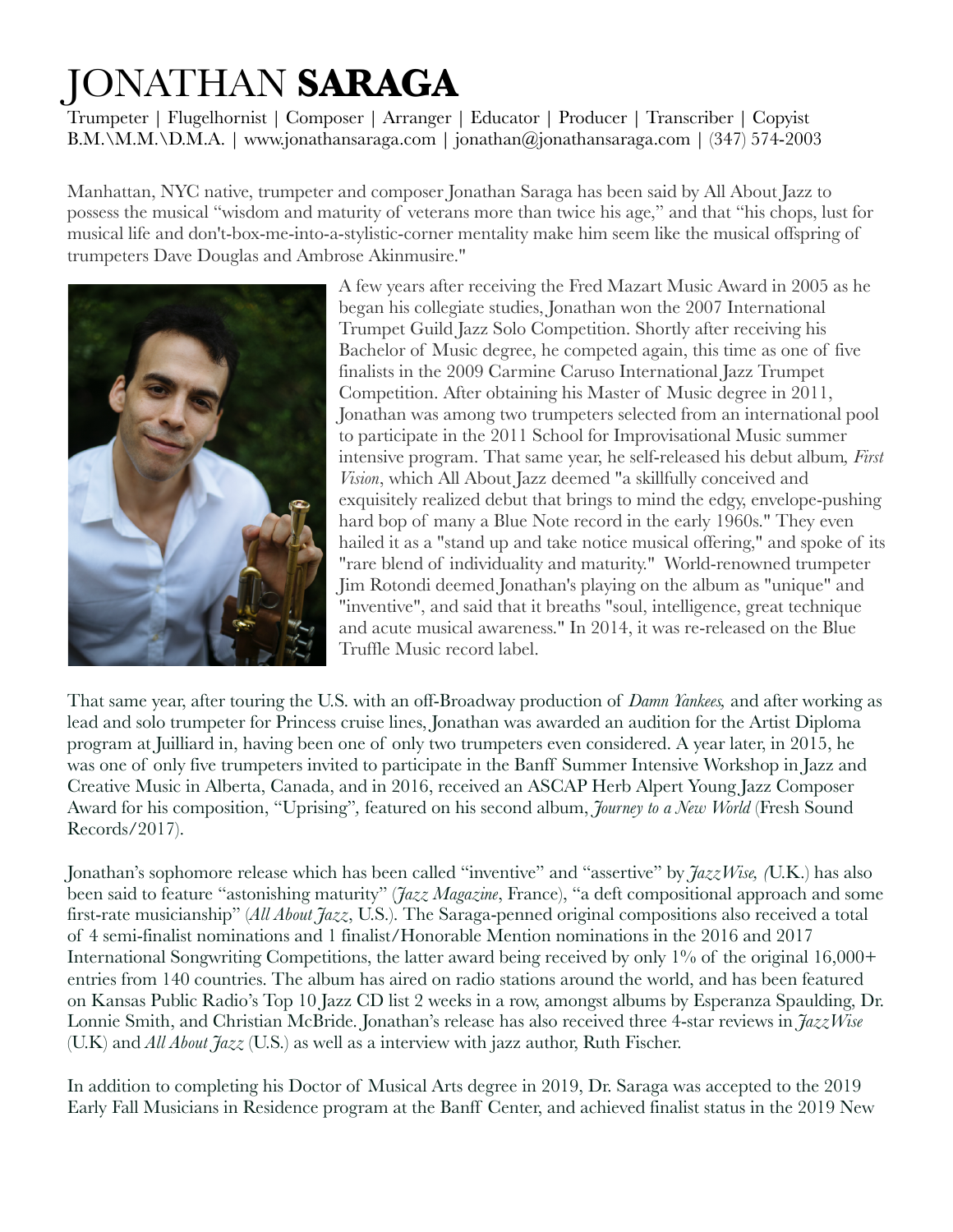# JONATHAN **SARAGA**

Trumpeter | Flugelhornist | Composer | Arranger | Educator | Producer | Transcriber | Copyist
B.M.\M.M.\D.M.A. | www.jonathansaraga.com | jonathan@jonathansaraga.com | (347) 574-2003

Manhattan, NYC native, trumpeter and composer Jonathan Saraga has been said by All About Jazz to possess the musical "wisdom and maturity of veterans more than twice his age," and that "his chops, lust for musical life and don't-box-me-into-a-stylistic-corner mentality make him seem like the musical offspring of trumpeters Dave Douglas and Ambrose Akinmusire."

A few years after receiving the Fred Mazart Music Award in 2005 as he began his collegiate studies, Jonathan won the 2007 International Trumpet Guild Jazz Solo Competition. Shortly after receiving his Bachelor of Music degree, he competed again, this time as one of five finalists in the 2009 Carmine Caruso International Jazz Trumpet Competition. After obtaining his Master of Music degree in 2011, Jonathan was among two trumpeters selected from an international pool to participate in the 2011 School for Improvisational Music summer intensive program. That same year, he self-released his debut album, *First Vision*, which All About Jazz deemed "a skillfully conceived and exquisitely realized debut that brings to mind the edgy, envelope-pushing hard bop of many a Blue Note record in the early 1960s." They even hailed it as a "stand up and take notice musical offering," and spoke of its "rare blend of individuality and maturity." World-renowned trumpeter Jim Rotondi deemed Jonathan's playing on the album as "unique" and "inventive", and said that it breaths "soul, intelligence, great technique and acute musical awareness." In 2014, it was re-released on the Blue Truffle Music record label.

That same year, after touring the U.S. with an off-Broadway production of *Damn Yankees,* and after working as lead and solo trumpeter for Princess cruise lines, Jonathan was awarded an audition for the Artist Diploma program at Juilliard in, having been one of only two trumpeters even considered. A year later, in 2015, he was one of only five trumpeters invited to participate in the Banff Summer Intensive Workshop in Jazz and Creative Music in Alberta, Canada, and in 2016, received an ASCAP Herb Alpert Young Jazz Composer Award for his composition, "Uprising", featured on his second album, *Journey to a New World* (Fresh Sound Records/2017).

Jonathan's sophomore release which has been called "inventive" and "assertive" by *JazzWise, (*U.K.) has also been said to feature "astonishing maturity" (*Jazz Magazine*, France), "a deft compositional approach and some first-rate musicianship" (*All About Jazz*, U.S.). The Saraga-penned original compositions also received a total of 4 semi-finalist nominations and 1 finalist/Honorable Mention nominations in the 2016 and 2017 International Songwriting Competitions, the latter award being received by only 1% of the original 16,000+ entries from 140 countries. The album has aired on radio stations around the world, and has been featured on Kansas Public Radio's Top 10 Jazz CD list 2 weeks in a row, amongst albums by Esperanza Spaulding, Dr. Lonnie Smith, and Christian McBride. Jonathan's release has also received three 4-star reviews in *JazzWise* (U.K) and *All About Jazz* (U.S.) as well as a interview with jazz author, Ruth Fischer.

In addition to completing his Doctor of Musical Arts degree in 2019, Dr. Saraga was accepted to the 2019 Early Fall Musicians in Residence program at the Banff Center, and achieved finalist status in the 2019 New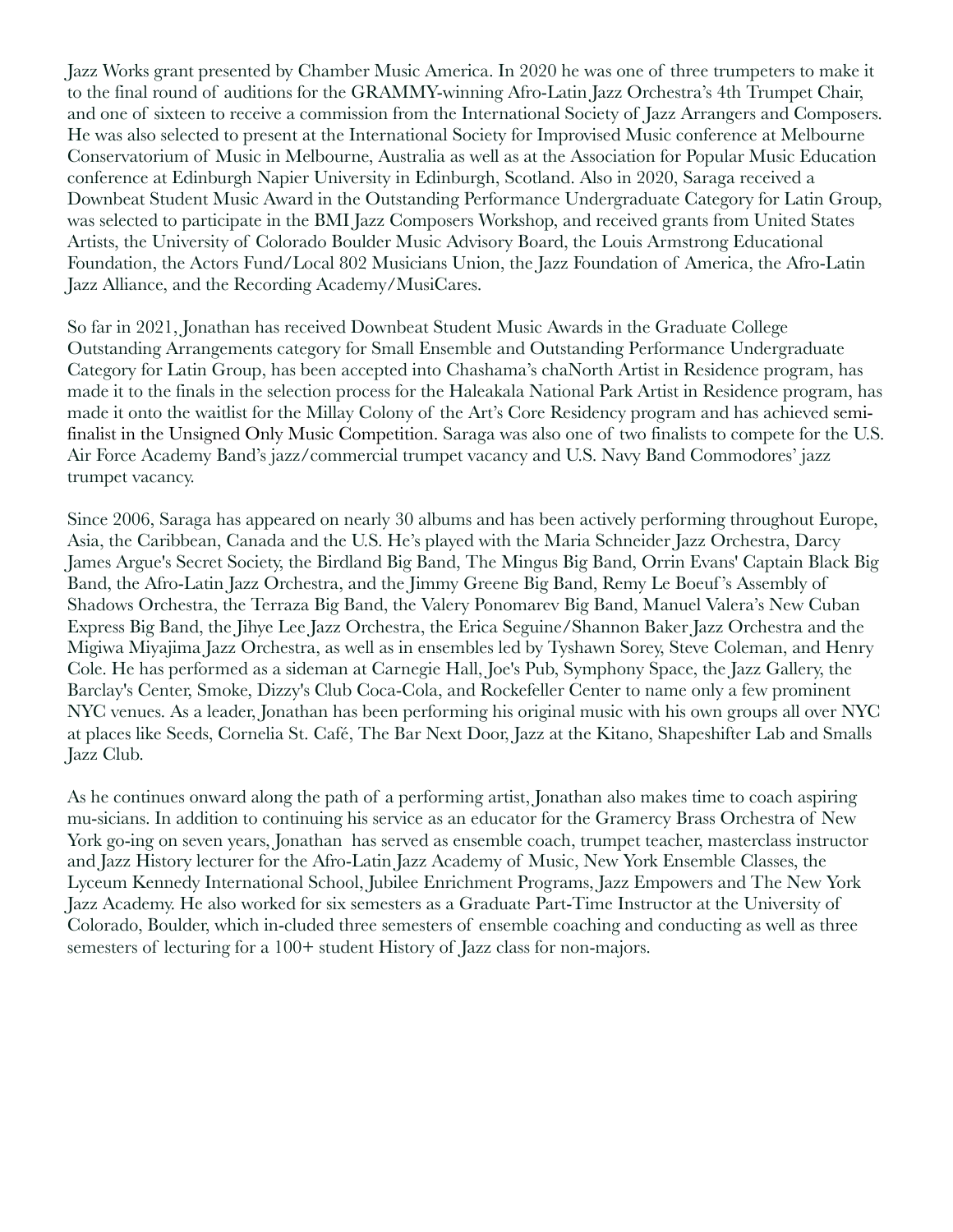Jazz Works grant presented by Chamber Music America. In 2020 he was one of three trumpeters to make it to the final round of auditions for the GRAMMY-winning Afro-Latin Jazz Orchestra's 4th Trumpet Chair, and one of sixteen to receive a commission from the International Society of Jazz Arrangers and Composers. He was also selected to present at the International Society for Improvised Music conference at Melbourne Conservatorium of Music in Melbourne, Australia as well as at the Association for Popular Music Education conference at Edinburgh Napier University in Edinburgh, Scotland. Also in 2020, Saraga received a Downbeat Student Music Award in the Outstanding Performance Undergraduate Category for Latin Group, was selected to participate in the BMI Jazz Composers Workshop, and received grants from United States Artists, the University of Colorado Boulder Music Advisory Board, the Louis Armstrong Educational Foundation, the Actors Fund/Local 802 Musicians Union, the Jazz Foundation of America, the Afro-Latin Jazz Alliance, and the Recording Academy/MusiCares.

So far in 2021, Jonathan has received Downbeat Student Music Awards in the Graduate College Outstanding Arrangements category for Small Ensemble and Outstanding Performance Undergraduate Category for Latin Group, has been accepted into Chashama's chaNorth Artist in Residence program, has made it to the finals in the selection process for the Haleakala National Park Artist in Residence program, has made it onto the waitlist for the Millay Colony of the Art's Core Residency program and has achieved semi-finalist in the Unsigned Only Music Competition. Saraga was also one of two finalists to compete for the U.S. Air Force Academy Band's jazz/commercial trumpet vacancy and U.S. Navy Band Commodores' jazz trumpet vacancy.

Since 2006, Saraga has appeared on nearly 30 albums and has been actively performing throughout Europe, Asia, the Caribbean, Canada and the U.S. He's played with the Maria Schneider Jazz Orchestra, Darcy James Argue's Secret Society, the Birdland Big Band, The Mingus Big Band, Orrin Evans' Captain Black Big Band, the Afro-Latin Jazz Orchestra, and the Jimmy Greene Big Band, Remy Le Boeuf's Assembly of Shadows Orchestra, the Terraza Big Band, the Valery Ponomarev Big Band, Manuel Valera's New Cuban Express Big Band, the Jihye Lee Jazz Orchestra, the Erica Seguine/Shannon Baker Jazz Orchestra and the Migiwa Miyajima Jazz Orchestra, as well as in ensembles led by Tyshawn Sorey, Steve Coleman, and Henry Cole. He has performed as a sideman at Carnegie Hall, Joe's Pub, Symphony Space, the Jazz Gallery, the Barclay's Center, Smoke, Dizzy's Club Coca-Cola, and Rockefeller Center to name only a few prominent NYC venues. As a leader, Jonathan has been performing his original music with his own groups all over NYC at places like Seeds, Cornelia St. Café, The Bar Next Door, Jazz at the Kitano, Shapeshifter Lab and Smalls Jazz Club.

As he continues onward along the path of a performing artist, Jonathan also makes time to coach aspiring mu-sicians. In addition to continuing his service as an educator for the Gramercy Brass Orchestra of New York go-ing on seven years, Jonathan has served as ensemble coach, trumpet teacher, masterclass instructor and Jazz History lecturer for the Afro-Latin Jazz Academy of Music, New York Ensemble Classes, the Lyceum Kennedy International School, Jubilee Enrichment Programs, Jazz Empowers and The New York Jazz Academy. He also worked for six semesters as a Graduate Part-Time Instructor at the University of Colorado, Boulder, which in-cluded three semesters of ensemble coaching and conducting as well as three semesters of lecturing for a 100+ student History of Jazz class for non-majors.